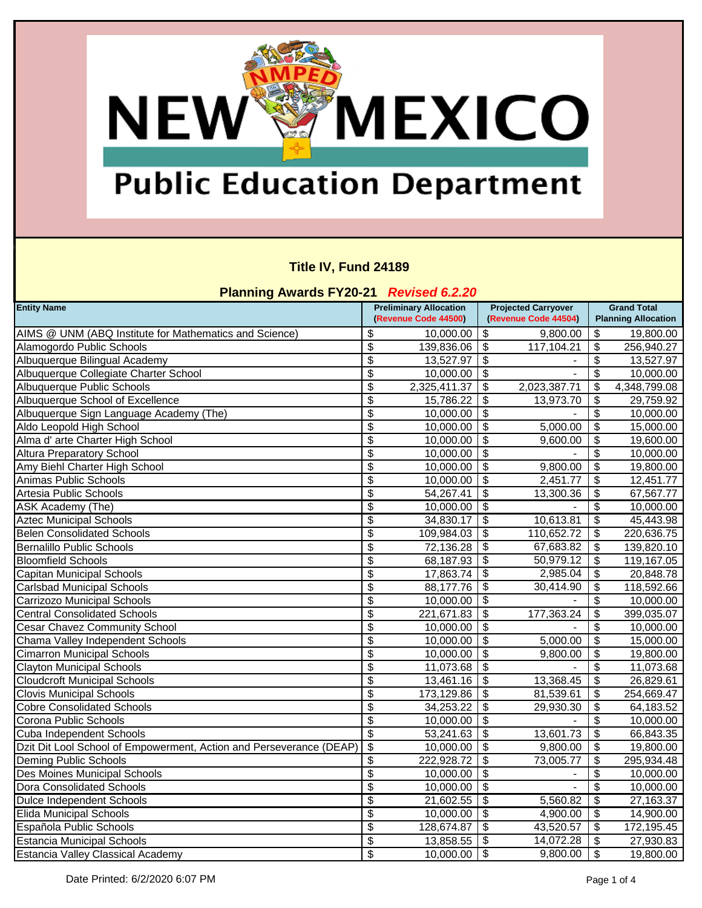# New Mexico Public Education Department

## Title IV, Fund 24189

### Planning Awards FY20-21 *Revised 6.2.20*

| Entity Name | Preliminary Allocation (Revenue Code 44500) | Projected Carryover (Revenue Code 44504) | Grand Total Planning Allocation |
|---|---|---|---|
| AIMS @ UNM (ABQ Institute for Mathematics and Science) | $ 10,000.00 | $ 9,800.00 | $ 19,800.00 |
| Alamogordo Public Schools | $ 139,836.06 | $ 117,104.21 | $ 256,940.27 |
| Albuquerque Bilingual Academy | $ 13,527.97 | $ - | $ 13,527.97 |
| Albuquerque Collegiate Charter School | $ 10,000.00 | $ - | $ 10,000.00 |
| Albuquerque Public Schools | $ 2,325,411.37 | $ 2,023,387.71 | $ 4,348,799.08 |
| Albuquerque School of Excellence | $ 15,786.22 | $ 13,973.70 | $ 29,759.92 |
| Albuquerque Sign Language Academy (The) | $ 10,000.00 | $ - | $ 10,000.00 |
| Aldo Leopold High School | $ 10,000.00 | $ 5,000.00 | $ 15,000.00 |
| Alma d' arte Charter High School | $ 10,000.00 | $ 9,600.00 | $ 19,600.00 |
| Altura Preparatory School | $ 10,000.00 | $ - | $ 10,000.00 |
| Amy Biehl Charter High School | $ 10,000.00 | $ 9,800.00 | $ 19,800.00 |
| Animas Public Schools | $ 10,000.00 | $ 2,451.77 | $ 12,451.77 |
| Artesia Public Schools | $ 54,267.41 | $ 13,300.36 | $ 67,567.77 |
| ASK Academy (The) | $ 10,000.00 | $ - | $ 10,000.00 |
| Aztec Municipal Schools | $ 34,830.17 | $ 10,613.81 | $ 45,443.98 |
| Belen Consolidated Schools | $ 109,984.03 | $ 110,652.72 | $ 220,636.75 |
| Bernalillo Public Schools | $ 72,136.28 | $ 67,683.82 | $ 139,820.10 |
| Bloomfield Schools | $ 68,187.93 | $ 50,979.12 | $ 119,167.05 |
| Capitan Municipal Schools | $ 17,863.74 | $ 2,985.04 | $ 20,848.78 |
| Carlsbad Municipal Schools | $ 88,177.76 | $ 30,414.90 | $ 118,592.66 |
| Carrizozo Municipal Schools | $ 10,000.00 | $ - | $ 10,000.00 |
| Central Consolidated Schools | $ 221,671.83 | $ 177,363.24 | $ 399,035.07 |
| Cesar Chavez Community School | $ 10,000.00 | $ - | $ 10,000.00 |
| Chama Valley Independent Schools | $ 10,000.00 | $ 5,000.00 | $ 15,000.00 |
| Cimarron Municipal Schools | $ 10,000.00 | $ 9,800.00 | $ 19,800.00 |
| Clayton Municipal Schools | $ 11,073.68 | $ - | $ 11,073.68 |
| Cloudcroft Municipal Schools | $ 13,461.16 | $ 13,368.45 | $ 26,829.61 |
| Clovis Municipal Schools | $ 173,129.86 | $ 81,539.61 | $ 254,669.47 |
| Cobre Consolidated Schools | $ 34,253.22 | $ 29,930.30 | $ 64,183.52 |
| Corona Public Schools | $ 10,000.00 | $ - | $ 10,000.00 |
| Cuba Independent Schools | $ 53,241.63 | $ 13,601.73 | $ 66,843.35 |
| Dzit Dit Lool School of Empowerment, Action and Perseverance (DEAP) | $ 10,000.00 | $ 9,800.00 | $ 19,800.00 |
| Deming Public Schools | $ 222,928.72 | $ 73,005.77 | $ 295,934.48 |
| Des Moines Municipal Schools | $ 10,000.00 | $ - | $ 10,000.00 |
| Dora Consolidated Schools | $ 10,000.00 | $ - | $ 10,000.00 |
| Dulce Independent Schools | $ 21,602.55 | $ 5,560.82 | $ 27,163.37 |
| Elida Municipal Schools | $ 10,000.00 | $ 4,900.00 | $ 14,900.00 |
| Española Public Schools | $ 128,674.87 | $ 43,520.57 | $ 172,195.45 |
| Estancia Municipal Schools | $ 13,858.55 | $ 14,072.28 | $ 27,930.83 |
| Estancia Valley Classical Academy | $ 10,000.00 | $ 9,800.00 | $ 19,800.00 |

Date Printed: 6/2/2020 6:07 PM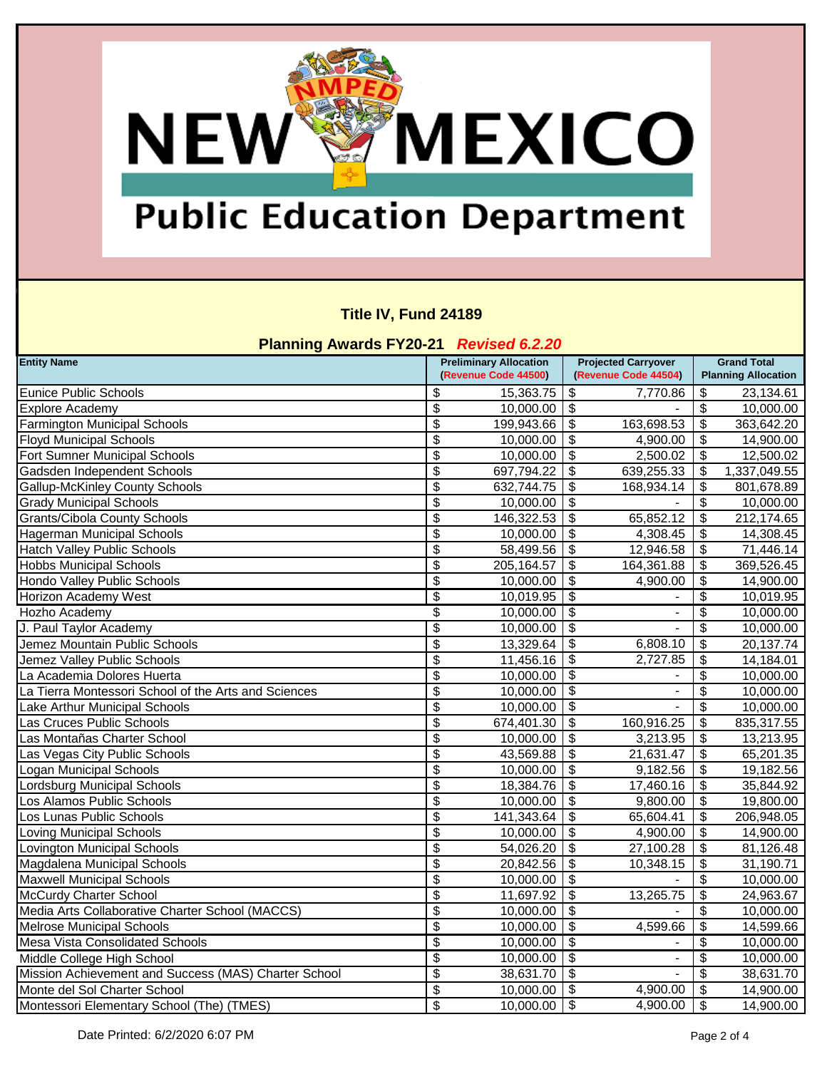# New Mexico Public Education Department

## Title IV, Fund 24189

### Planning Awards FY20-21 *Revised 6.2.20*

| Entity Name | Preliminary Allocation (Revenue Code 44500) | Projected Carryover (Revenue Code 44504) | Grand Total Planning Allocation |
|---|---|---|---|
| Eunice Public Schools | $ 15,363.75 | $ 7,770.86 | $ 23,134.61 |
| Explore Academy | $ 10,000.00 | $ - | $ 10,000.00 |
| Farmington Municipal Schools | $ 199,943.66 | $ 163,698.53 | $ 363,642.20 |
| Floyd Municipal Schools | $ 10,000.00 | $ 4,900.00 | $ 14,900.00 |
| Fort Sumner Municipal Schools | $ 10,000.00 | $ 2,500.02 | $ 12,500.02 |
| Gadsden Independent Schools | $ 697,794.22 | $ 639,255.33 | $ 1,337,049.55 |
| Gallup-McKinley County Schools | $ 632,744.75 | $ 168,934.14 | $ 801,678.89 |
| Grady Municipal Schools | $ 10,000.00 | $ - | $ 10,000.00 |
| Grants/Cibola County Schools | $ 146,322.53 | $ 65,852.12 | $ 212,174.65 |
| Hagerman Municipal Schools | $ 10,000.00 | $ 4,308.45 | $ 14,308.45 |
| Hatch Valley Public Schools | $ 58,499.56 | $ 12,946.58 | $ 71,446.14 |
| Hobbs Municipal Schools | $ 205,164.57 | $ 164,361.88 | $ 369,526.45 |
| Hondo Valley Public Schools | $ 10,000.00 | $ 4,900.00 | $ 14,900.00 |
| Horizon Academy West | $ 10,019.95 | $ - | $ 10,019.95 |
| Hozho Academy | $ 10,000.00 | $ - | $ 10,000.00 |
| J. Paul Taylor Academy | $ 10,000.00 | $ - | $ 10,000.00 |
| Jemez Mountain Public Schools | $ 13,329.64 | $ 6,808.10 | $ 20,137.74 |
| Jemez Valley Public Schools | $ 11,456.16 | $ 2,727.85 | $ 14,184.01 |
| La Academia Dolores Huerta | $ 10,000.00 | $ - | $ 10,000.00 |
| La Tierra Montessori School of the Arts and Sciences | $ 10,000.00 | $ - | $ 10,000.00 |
| Lake Arthur Municipal Schools | $ 10,000.00 | $ - | $ 10,000.00 |
| Las Cruces Public Schools | $ 674,401.30 | $ 160,916.25 | $ 835,317.55 |
| Las Montañas Charter School | $ 10,000.00 | $ 3,213.95 | $ 13,213.95 |
| Las Vegas City Public Schools | $ 43,569.88 | $ 21,631.47 | $ 65,201.35 |
| Logan Municipal Schools | $ 10,000.00 | $ 9,182.56 | $ 19,182.56 |
| Lordsburg Municipal Schools | $ 18,384.76 | $ 17,460.16 | $ 35,844.92 |
| Los Alamos Public Schools | $ 10,000.00 | $ 9,800.00 | $ 19,800.00 |
| Los Lunas Public Schools | $ 141,343.64 | $ 65,604.41 | $ 206,948.05 |
| Loving Municipal Schools | $ 10,000.00 | $ 4,900.00 | $ 14,900.00 |
| Lovington Municipal Schools | $ 54,026.20 | $ 27,100.28 | $ 81,126.48 |
| Magdalena Municipal Schools | $ 20,842.56 | $ 10,348.15 | $ 31,190.71 |
| Maxwell Municipal Schools | $ 10,000.00 | $ - | $ 10,000.00 |
| McCurdy Charter School | $ 11,697.92 | $ 13,265.75 | $ 24,963.67 |
| Media Arts Collaborative Charter School (MACCS) | $ 10,000.00 | $ - | $ 10,000.00 |
| Melrose Municipal Schools | $ 10,000.00 | $ 4,599.66 | $ 14,599.66 |
| Mesa Vista Consolidated Schools | $ 10,000.00 | $ - | $ 10,000.00 |
| Middle College High School | $ 10,000.00 | $ - | $ 10,000.00 |
| Mission Achievement and Success (MAS) Charter School | $ 38,631.70 | $ - | $ 38,631.70 |
| Monte del Sol Charter School | $ 10,000.00 | $ 4,900.00 | $ 14,900.00 |
| Montessori Elementary School (The) (TMES) | $ 10,000.00 | $ 4,900.00 | $ 14,900.00 |

Date Printed: 6/2/2020 6:07 PM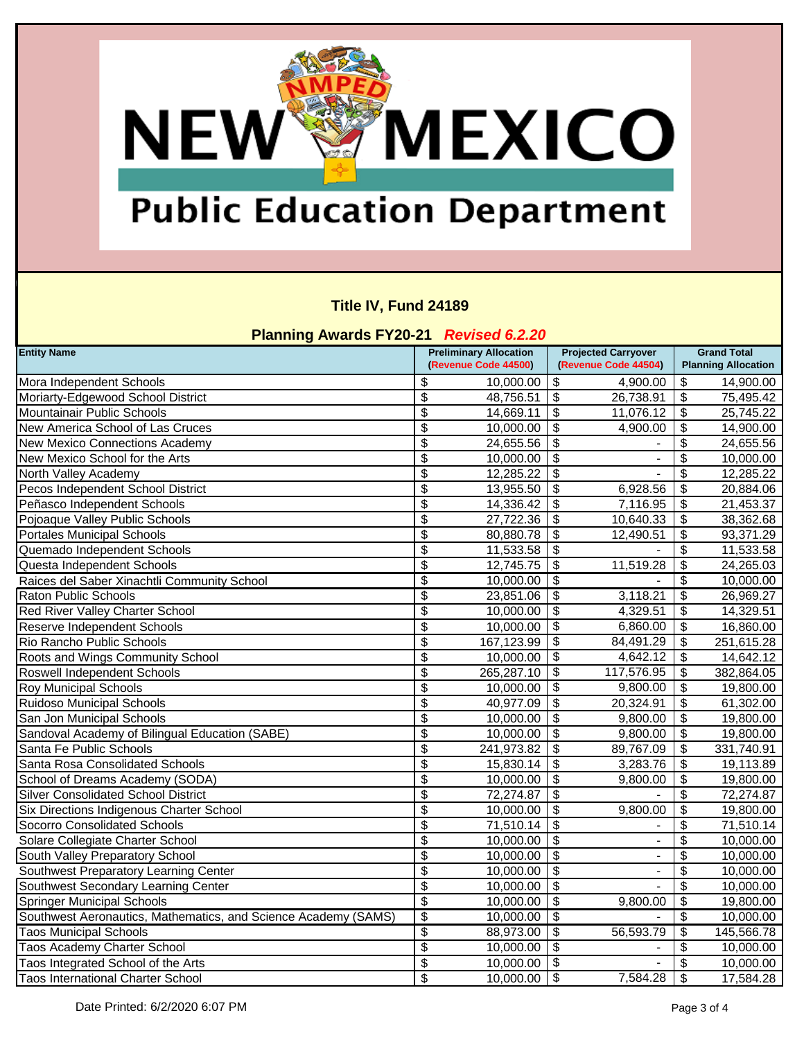# NEW MEXICO Public Education Department

## Title IV, Fund 24189

### Planning Awards FY20-21 *Revised 6.2.20*

| Entity Name | Preliminary Allocation (Revenue Code 44500) | Projected Carryover (Revenue Code 44504) | Grand Total Planning Allocation |
|---|---|---|---|
| Mora Independent Schools | $ 10,000.00 | $ 4,900.00 | $ 14,900.00 |
| Moriarty-Edgewood School District | $ 48,756.51 | $ 26,738.91 | $ 75,495.42 |
| Mountainair Public Schools | $ 14,669.11 | $ 11,076.12 | $ 25,745.22 |
| New America School of Las Cruces | $ 10,000.00 | $ 4,900.00 | $ 14,900.00 |
| New Mexico Connections Academy | $ 24,655.56 | $ - | $ 24,655.56 |
| New Mexico School for the Arts | $ 10,000.00 | $ - | $ 10,000.00 |
| North Valley Academy | $ 12,285.22 | $ - | $ 12,285.22 |
| Pecos Independent School District | $ 13,955.50 | $ 6,928.56 | $ 20,884.06 |
| Peñasco Independent Schools | $ 14,336.42 | $ 7,116.95 | $ 21,453.37 |
| Pojoaque Valley Public Schools | $ 27,722.36 | $ 10,640.33 | $ 38,362.68 |
| Portales Municipal Schools | $ 80,880.78 | $ 12,490.51 | $ 93,371.29 |
| Quemado Independent Schools | $ 11,533.58 | $ - | $ 11,533.58 |
| Questa Independent Schools | $ 12,745.75 | $ 11,519.28 | $ 24,265.03 |
| Raices del Saber Xinachtli Community School | $ 10,000.00 | $ - | $ 10,000.00 |
| Raton Public Schools | $ 23,851.06 | $ 3,118.21 | $ 26,969.27 |
| Red River Valley Charter School | $ 10,000.00 | $ 4,329.51 | $ 14,329.51 |
| Reserve Independent Schools | $ 10,000.00 | $ 6,860.00 | $ 16,860.00 |
| Rio Rancho Public Schools | $ 167,123.99 | $ 84,491.29 | $ 251,615.28 |
| Roots and Wings Community School | $ 10,000.00 | $ 4,642.12 | $ 14,642.12 |
| Roswell Independent Schools | $ 265,287.10 | $ 117,576.95 | $ 382,864.05 |
| Roy Municipal Schools | $ 10,000.00 | $ 9,800.00 | $ 19,800.00 |
| Ruidoso Municipal Schools | $ 40,977.09 | $ 20,324.91 | $ 61,302.00 |
| San Jon Municipal Schools | $ 10,000.00 | $ 9,800.00 | $ 19,800.00 |
| Sandoval Academy of Bilingual Education (SABE) | $ 10,000.00 | $ 9,800.00 | $ 19,800.00 |
| Santa Fe Public Schools | $ 241,973.82 | $ 89,767.09 | $ 331,740.91 |
| Santa Rosa Consolidated Schools | $ 15,830.14 | $ 3,283.76 | $ 19,113.89 |
| School of Dreams Academy (SODA) | $ 10,000.00 | $ 9,800.00 | $ 19,800.00 |
| Silver Consolidated School District | $ 72,274.87 | $ - | $ 72,274.87 |
| Six Directions Indigenous Charter School | $ 10,000.00 | $ 9,800.00 | $ 19,800.00 |
| Socorro Consolidated Schools | $ 71,510.14 | $ - | $ 71,510.14 |
| Solare Collegiate Charter School | $ 10,000.00 | $ - | $ 10,000.00 |
| South Valley Preparatory School | $ 10,000.00 | $ - | $ 10,000.00 |
| Southwest Preparatory Learning Center | $ 10,000.00 | $ - | $ 10,000.00 |
| Southwest Secondary Learning Center | $ 10,000.00 | $ - | $ 10,000.00 |
| Springer Municipal Schools | $ 10,000.00 | $ 9,800.00 | $ 19,800.00 |
| Southwest Aeronautics, Mathematics, and Science Academy (SAMS) | $ 10,000.00 | $ - | $ 10,000.00 |
| Taos Municipal Schools | $ 88,973.00 | $ 56,593.79 | $ 145,566.78 |
| Taos Academy Charter School | $ 10,000.00 | $ - | $ 10,000.00 |
| Taos Integrated School of the Arts | $ 10,000.00 | $ - | $ 10,000.00 |
| Taos International Charter School | $ 10,000.00 | $ 7,584.28 | $ 17,584.28 |

Date Printed: 6/2/2020 6:07 PM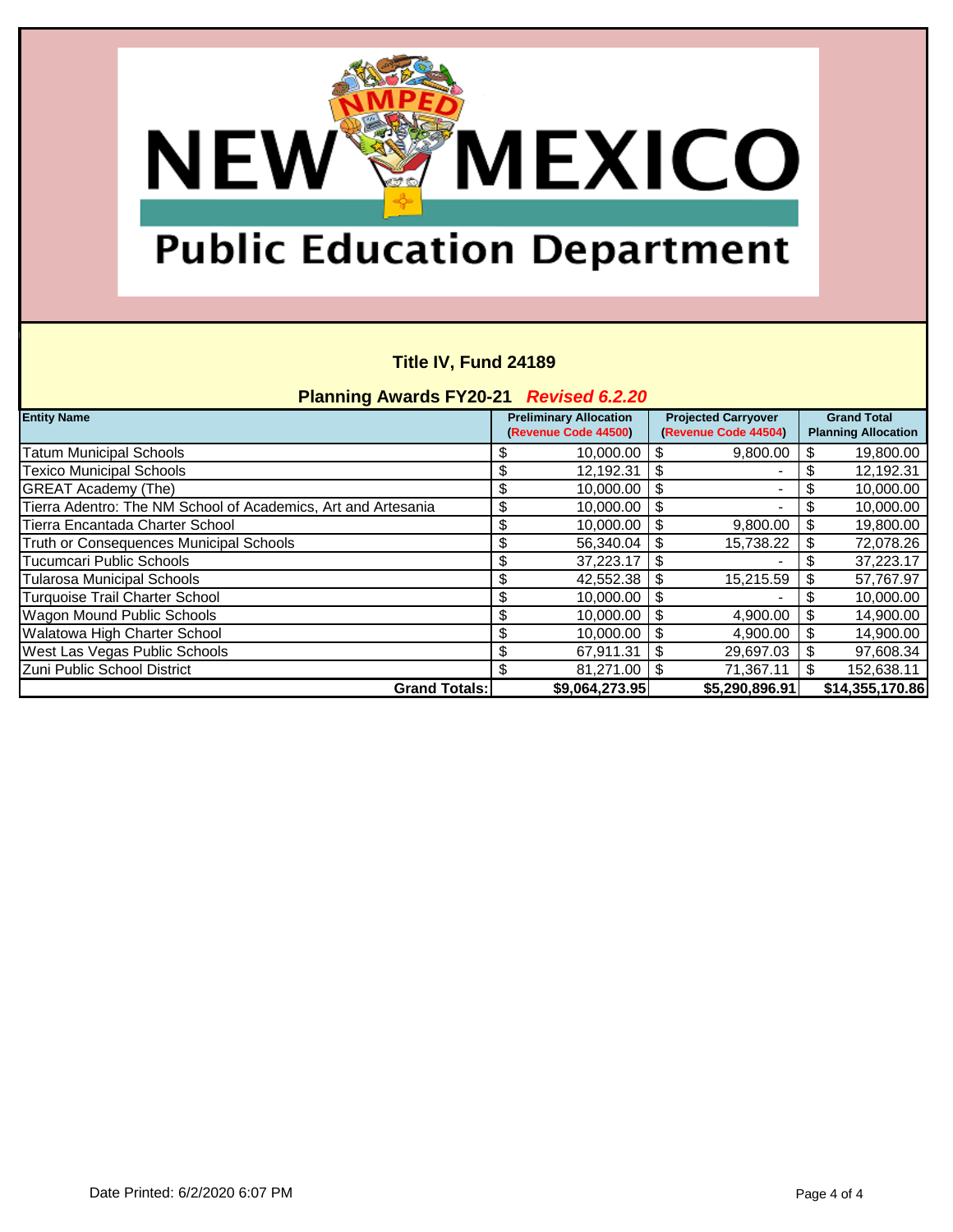NEW MEXICO

Public Education Department

## Title IV, Fund 24189

### Planning Awards FY20-21 *Revised 6.2.20*

| Entity Name | Preliminary Allocation (Revenue Code 44500) | Projected Carryover (Revenue Code 44504) | Grand Total Planning Allocation |
|---|---|---|---|
| Tatum Municipal Schools | $ 10,000.00 | $ 9,800.00 | $ 19,800.00 |
| Texico Municipal Schools | $ 12,192.31 | $ - | $ 12,192.31 |
| GREAT Academy (The) | $ 10,000.00 | $ - | $ 10,000.00 |
| Tierra Adentro: The NM School of Academics, Art and Artesania | $ 10,000.00 | $ - | $ 10,000.00 |
| Tierra Encantada Charter School | $ 10,000.00 | $ 9,800.00 | $ 19,800.00 |
| Truth or Consequences Municipal Schools | $ 56,340.04 | $ 15,738.22 | $ 72,078.26 |
| Tucumcari Public Schools | $ 37,223.17 | $ - | $ 37,223.17 |
| Tularosa Municipal Schools | $ 42,552.38 | $ 15,215.59 | $ 57,767.97 |
| Turquoise Trail Charter School | $ 10,000.00 | $ - | $ 10,000.00 |
| Wagon Mound Public Schools | $ 10,000.00 | $ 4,900.00 | $ 14,900.00 |
| Walatowa High Charter School | $ 10,000.00 | $ 4,900.00 | $ 14,900.00 |
| West Las Vegas Public Schools | $ 67,911.31 | $ 29,697.03 | $ 97,608.34 |
| Zuni Public School District | $ 81,271.00 | $ 71,367.11 | $ 152,638.11 |
| **Grand Totals:** | **$9,064,273.95** | **$5,290,896.91** | **$14,355,170.86** |

Date Printed: 6/2/2020 6:07 PM